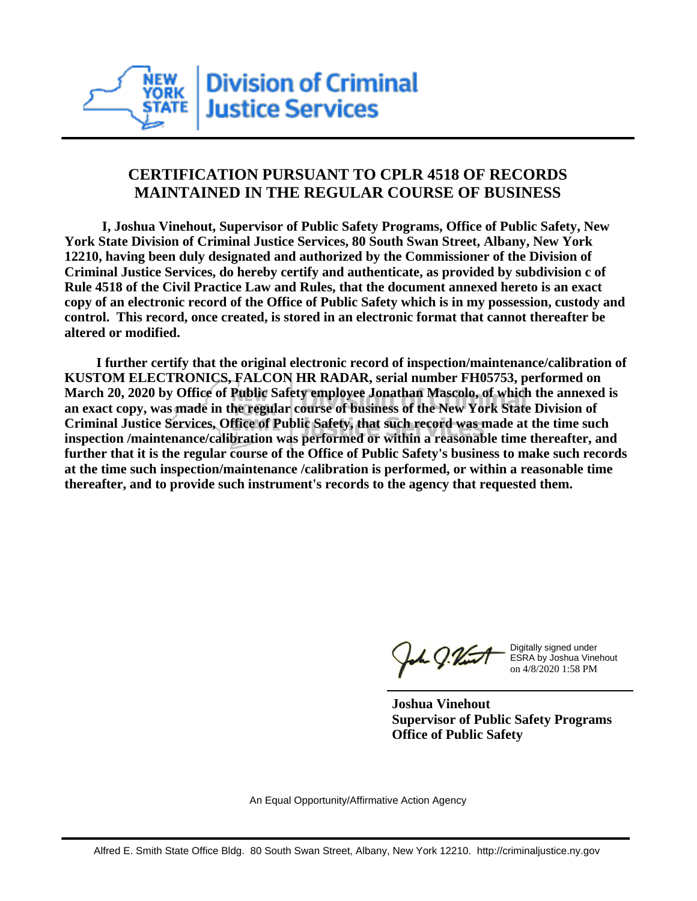New York State Division of Criminal Justice Services

# CERTIFICATION PURSUANT TO CPLR 4518 OF RECORDS MAINTAINED IN THE REGULAR COURSE OF BUSINESS

**I, Joshua Vinehout, Supervisor of Public Safety Programs, Office of Public Safety, New York State Division of Criminal Justice Services, 80 South Swan Street, Albany, New York 12210, having been duly designated and authorized by the Commissioner of the Division of Criminal Justice Services, do hereby certify and authenticate, as provided by subdivision c of Rule 4518 of the Civil Practice Law and Rules, that the document annexed hereto is an exact copy of an electronic record of the Office of Public Safety which is in my possession, custody and control. This record, once created, is stored in an electronic format that cannot thereafter be altered or modified.**

**I further certify that the original electronic record of inspection/maintenance/calibration of KUSTOM ELECTRONICS, FALCON HR RADAR, serial number FH05753, performed on March 20, 2020 by Office of Public Safety employee Jonathan Mascolo, of which the annexed is an exact copy, was made in the regular course of business of the New York State Division of Criminal Justice Services, Office of Public Safety, that such record was made at the time such inspection /maintenance/calibration was performed or within a reasonable time thereafter, and further that it is the regular course of the Office of Public Safety's business to make such records at the time such inspection/maintenance /calibration is performed, or within a reasonable time thereafter, and to provide such instrument's records to the agency that requested them.**

Digitally signed under ESRA by Joshua Vinehout on 4/8/2020 1:58 PM

**Joshua Vinehout**
**Supervisor of Public Safety Programs**
**Office of Public Safety**

An Equal Opportunity/Affirmative Action Agency

Alfred E. Smith State Office Bldg. 80 South Swan Street, Albany, New York 12210. http://criminaljustice.ny.gov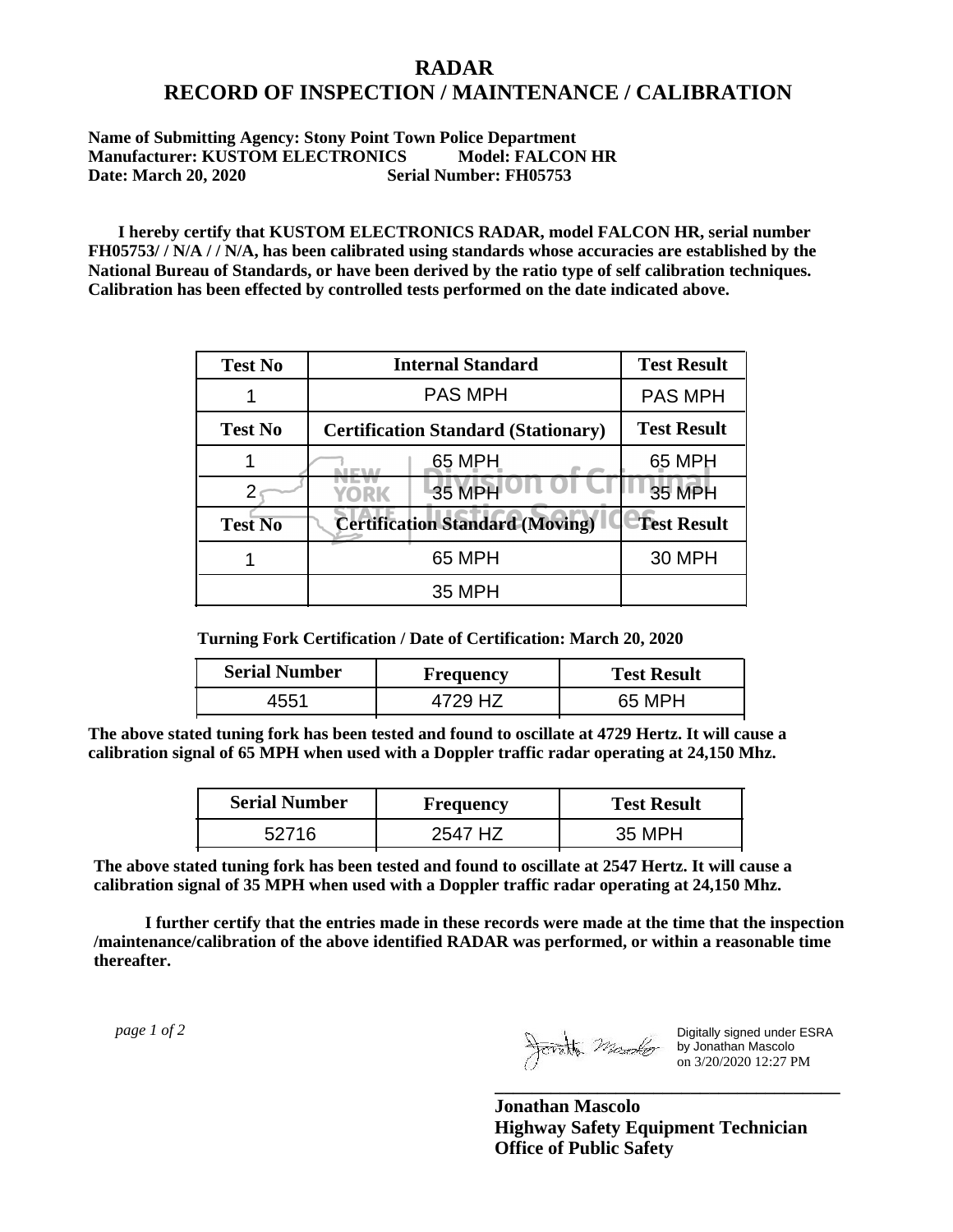# RADAR
# RECORD OF INSPECTION / MAINTENANCE / CALIBRATION

**Name of Submitting Agency: Stony Point Town Police Department**
**Manufacturer: KUSTOM ELECTRONICS Model: FALCON HR**
**Date: March 20, 2020 Serial Number: FH05753**

**I hereby certify that KUSTOM ELECTRONICS RADAR, model FALCON HR, serial number FH05753/ / N/A / / N/A, has been calibrated using standards whose accuracies are established by the National Bureau of Standards, or have been derived by the ratio type of self calibration techniques. Calibration has been effected by controlled tests performed on the date indicated above.**

| Test No | Internal Standard | Test Result |
|---|---|---|
| 1 | PAS MPH | PAS MPH |
| **Test No** | **Certification Standard (Stationary)** | **Test Result** |
| 1 | 65 MPH | 65 MPH |
| 2 | 35 MPH | 35 MPH |
| **Test No** | **Certification Standard (Moving)** | **Test Result** |
| 1 | 65 MPH | 30 MPH |
| | 35 MPH | |

**Turning Fork Certification / Date of Certification: March 20, 2020**

| Serial Number | Frequency | Test Result |
|---|---|---|
| 4551 | 4729 HZ | 65 MPH |

**The above stated tuning fork has been tested and found to oscillate at 4729 Hertz. It will cause a calibration signal of 65 MPH when used with a Doppler traffic radar operating at 24,150 Mhz.**

| Serial Number | Frequency | Test Result |
|---|---|---|
| 52716 | 2547 HZ | 35 MPH |

**The above stated tuning fork has been tested and found to oscillate at 2547 Hertz. It will cause a calibration signal of 35 MPH when used with a Doppler traffic radar operating at 24,150 Mhz.**

**I further certify that the entries made in these records were made at the time that the inspection /maintenance/calibration of the above identified RADAR was performed, or within a reasonable time thereafter.**

Digitally signed under ESRA by Jonathan Mascolo on 3/20/2020 12:27 PM

**Jonathan Mascolo**
**Highway Safety Equipment Technician**
**Office of Public Safety**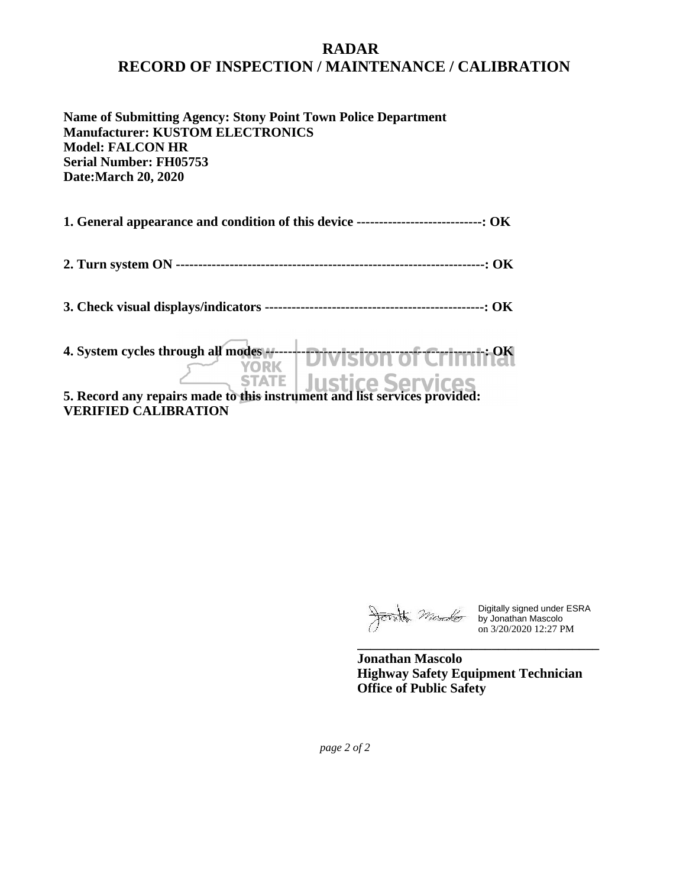# RADAR
# RECORD OF INSPECTION / MAINTENANCE / CALIBRATION

**Name of Submitting Agency: Stony Point Town Police Department**
**Manufacturer: KUSTOM ELECTRONICS**
**Model: FALCON HR**
**Serial Number: FH05753**
**Date:March 20, 2020**

**1. General appearance and condition of this device ----------------------------: OK**

**2. Turn system ON -------------------------------------------------------------------: OK**

**3. Check visual displays/indicators -------------------------------------------------: OK**

**4. System cycles through all modes ------------------------------------------------: OK**

**5. Record any repairs made to this instrument and list services provided:**
**VERIFIED CALIBRATION**

Digitally signed under ESRA by Jonathan Mascolo on 3/20/2020 12:27 PM

**Jonathan Mascolo**
**Highway Safety Equipment Technician**
**Office of Public Safety**